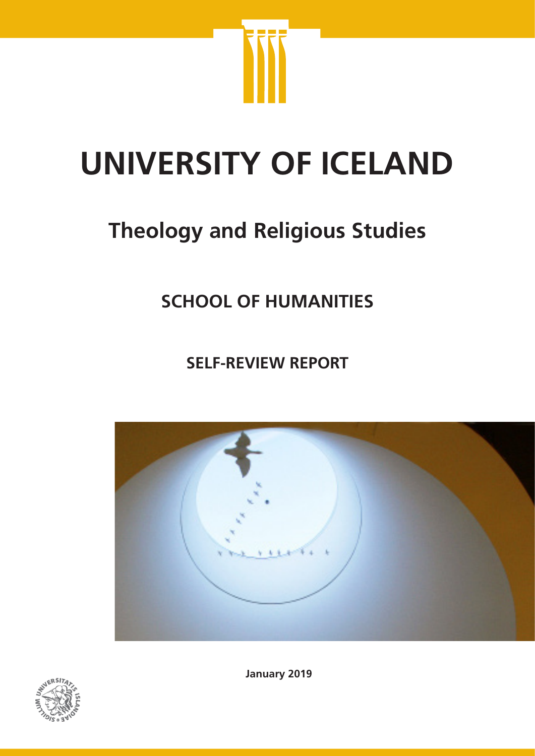# UNIVERSITY OF ICELAND

## Theology and Religious Studies

### SCHOOL OF HUMANITIES

### SELF-REVIEW REPORT

January 2019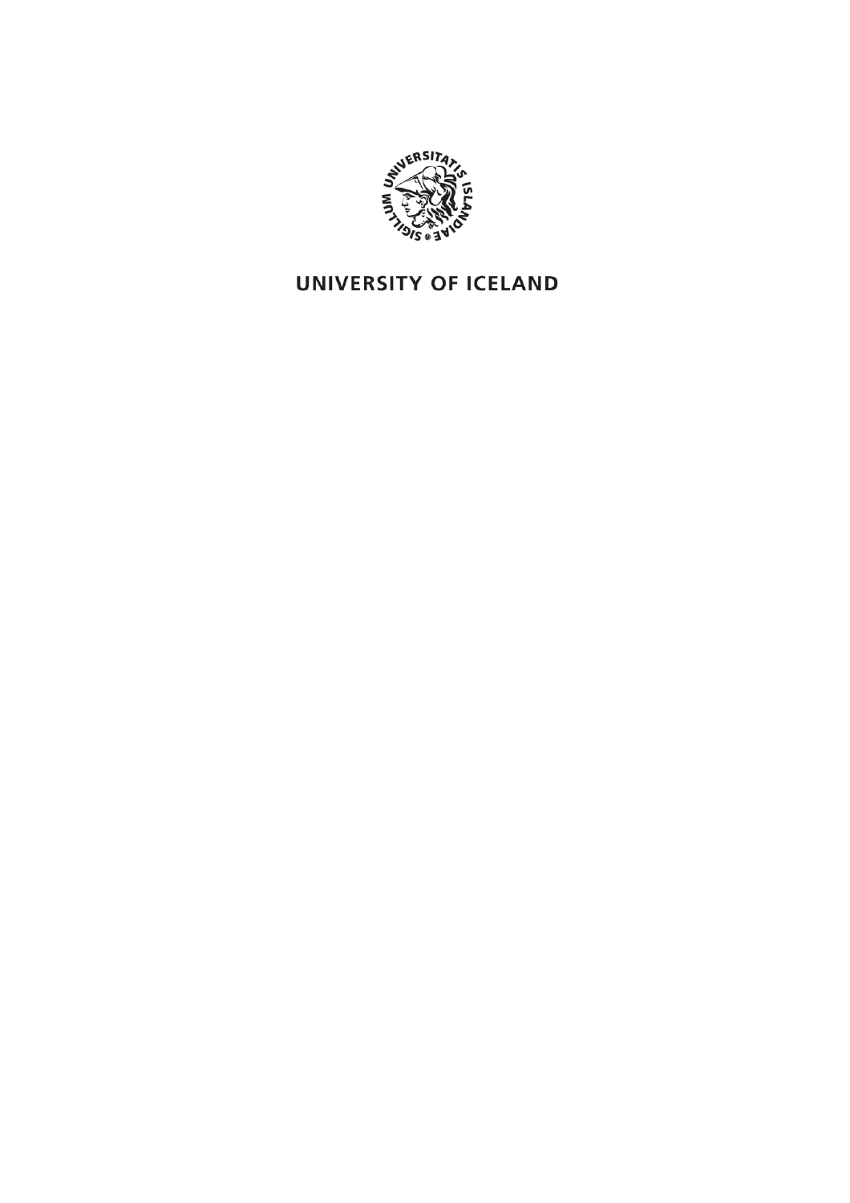UNIVERSITY OF ICELAND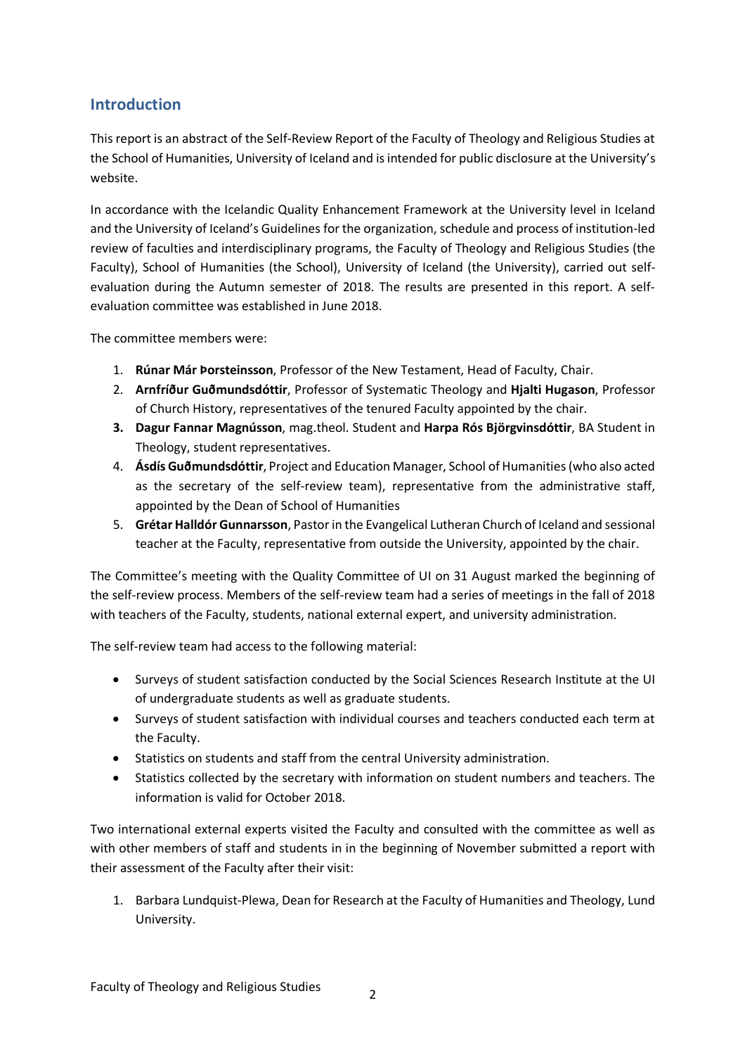## Introduction

This report is an abstract of the Self-Review Report of the Faculty of Theology and Religious Studies at the School of Humanities, University of Iceland and is intended for public disclosure at the University's website.

In accordance with the Icelandic Quality Enhancement Framework at the University level in Iceland and the University of Iceland's Guidelines for the organization, schedule and process of institution-led review of faculties and interdisciplinary programs, the Faculty of Theology and Religious Studies (the Faculty), School of Humanities (the School), University of Iceland (the University), carried out self-evaluation during the Autumn semester of 2018. The results are presented in this report. A self-evaluation committee was established in June 2018.

The committee members were:

1. **Rúnar Már Þorsteinsson**, Professor of the New Testament, Head of Faculty, Chair.
2. **Arnfríður Guðmundsdóttir**, Professor of Systematic Theology and **Hjalti Hugason**, Professor of Church History, representatives of the tenured Faculty appointed by the chair.
3. **Dagur Fannar Magnússon**, mag.theol. Student and **Harpa Rós Björgvinsdóttir**, BA Student in Theology, student representatives.
4. **Ásdís Guðmundsdóttir**, Project and Education Manager, School of Humanities (who also acted as the secretary of the self-review team), representative from the administrative staff, appointed by the Dean of School of Humanities
5. **Grétar Halldór Gunnarsson**, Pastor in the Evangelical Lutheran Church of Iceland and sessional teacher at the Faculty, representative from outside the University, appointed by the chair.

The Committee's meeting with the Quality Committee of UI on 31 August marked the beginning of the self-review process. Members of the self-review team had a series of meetings in the fall of 2018 with teachers of the Faculty, students, national external expert, and university administration.

The self-review team had access to the following material:

- Surveys of student satisfaction conducted by the Social Sciences Research Institute at the UI of undergraduate students as well as graduate students.
- Surveys of student satisfaction with individual courses and teachers conducted each term at the Faculty.
- Statistics on students and staff from the central University administration.
- Statistics collected by the secretary with information on student numbers and teachers. The information is valid for October 2018.

Two international external experts visited the Faculty and consulted with the committee as well as with other members of staff and students in in the beginning of November submitted a report with their assessment of the Faculty after their visit:

1. Barbara Lundquist-Plewa, Dean for Research at the Faculty of Humanities and Theology, Lund University.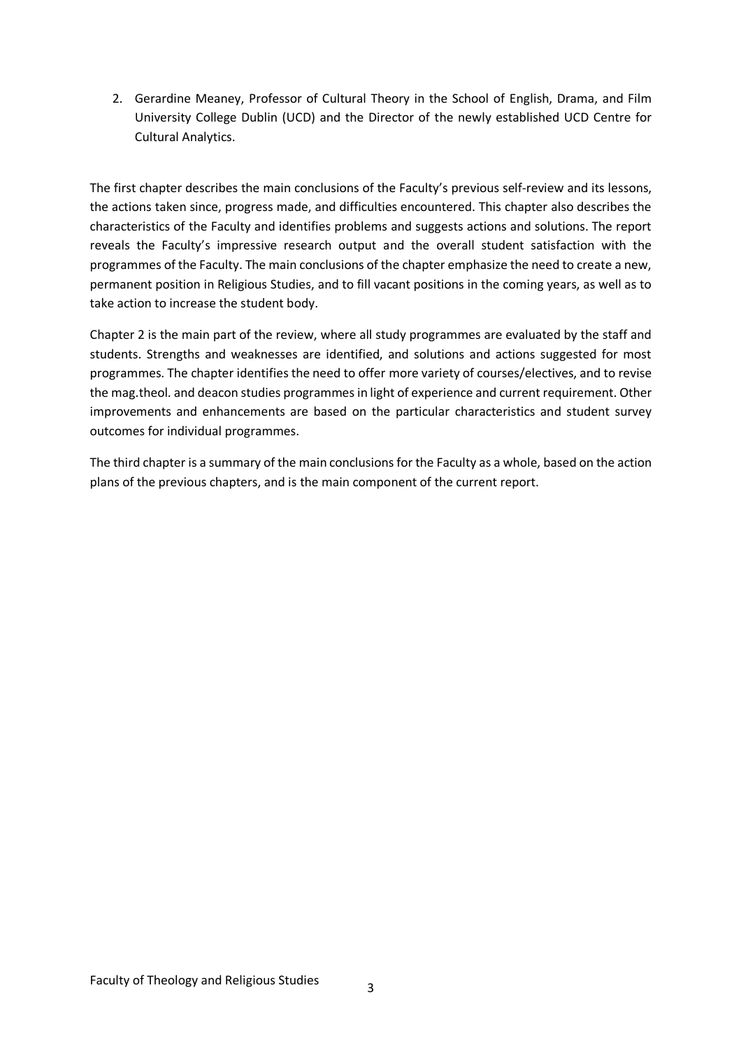2. Gerardine Meaney, Professor of Cultural Theory in the School of English, Drama, and Film University College Dublin (UCD) and the Director of the newly established UCD Centre for Cultural Analytics.

The first chapter describes the main conclusions of the Faculty's previous self-review and its lessons, the actions taken since, progress made, and difficulties encountered. This chapter also describes the characteristics of the Faculty and identifies problems and suggests actions and solutions. The report reveals the Faculty's impressive research output and the overall student satisfaction with the programmes of the Faculty. The main conclusions of the chapter emphasize the need to create a new, permanent position in Religious Studies, and to fill vacant positions in the coming years, as well as to take action to increase the student body.

Chapter 2 is the main part of the review, where all study programmes are evaluated by the staff and students. Strengths and weaknesses are identified, and solutions and actions suggested for most programmes. The chapter identifies the need to offer more variety of courses/electives, and to revise the mag.theol. and deacon studies programmes in light of experience and current requirement. Other improvements and enhancements are based on the particular characteristics and student survey outcomes for individual programmes.

The third chapter is a summary of the main conclusions for the Faculty as a whole, based on the action plans of the previous chapters, and is the main component of the current report.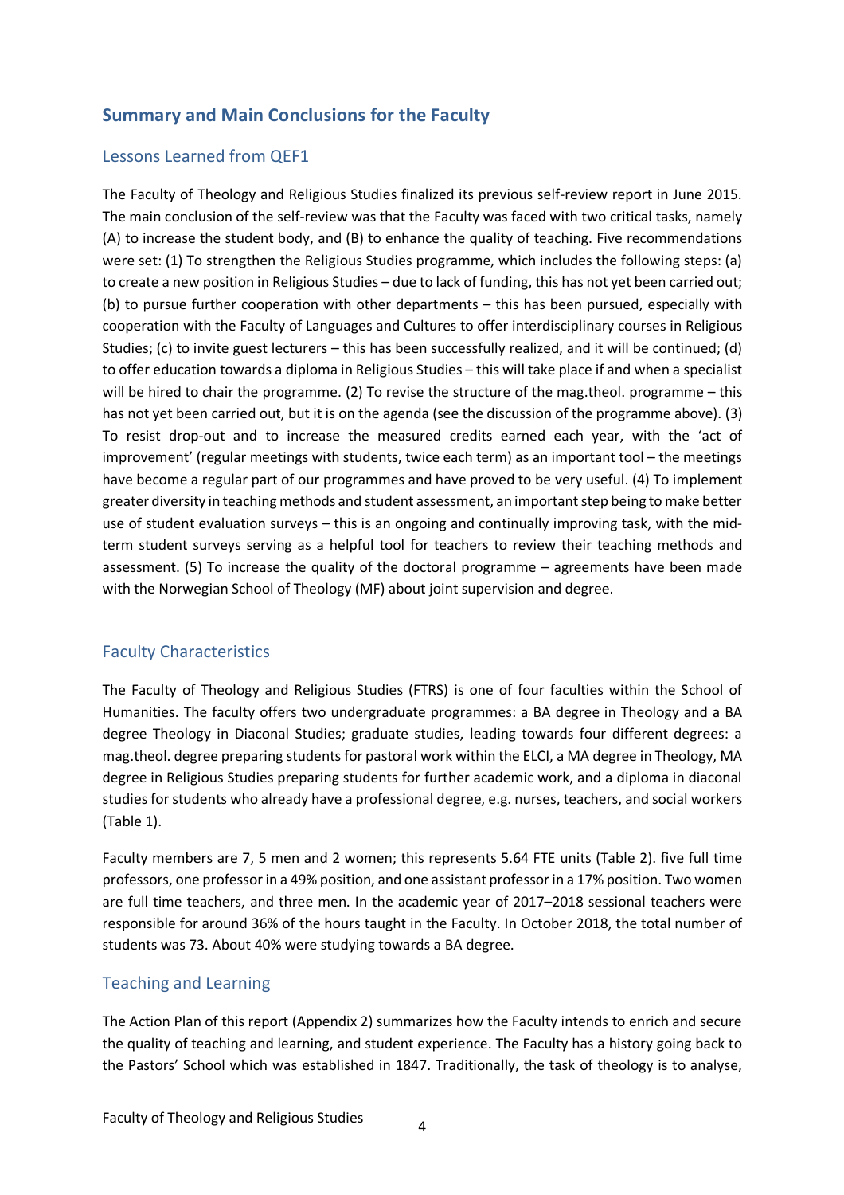## Summary and Main Conclusions for the Faculty

### Lessons Learned from QEF1

The Faculty of Theology and Religious Studies finalized its previous self-review report in June 2015. The main conclusion of the self-review was that the Faculty was faced with two critical tasks, namely (A) to increase the student body, and (B) to enhance the quality of teaching. Five recommendations were set: (1) To strengthen the Religious Studies programme, which includes the following steps: (a) to create a new position in Religious Studies – due to lack of funding, this has not yet been carried out; (b) to pursue further cooperation with other departments – this has been pursued, especially with cooperation with the Faculty of Languages and Cultures to offer interdisciplinary courses in Religious Studies; (c) to invite guest lecturers – this has been successfully realized, and it will be continued; (d) to offer education towards a diploma in Religious Studies – this will take place if and when a specialist will be hired to chair the programme. (2) To revise the structure of the mag.theol. programme – this has not yet been carried out, but it is on the agenda (see the discussion of the programme above). (3) To resist drop-out and to increase the measured credits earned each year, with the 'act of improvement' (regular meetings with students, twice each term) as an important tool – the meetings have become a regular part of our programmes and have proved to be very useful. (4) To implement greater diversity in teaching methods and student assessment, an important step being to make better use of student evaluation surveys – this is an ongoing and continually improving task, with the mid-term student surveys serving as a helpful tool for teachers to review their teaching methods and assessment. (5) To increase the quality of the doctoral programme – agreements have been made with the Norwegian School of Theology (MF) about joint supervision and degree.

### Faculty Characteristics

The Faculty of Theology and Religious Studies (FTRS) is one of four faculties within the School of Humanities. The faculty offers two undergraduate programmes: a BA degree in Theology and a BA degree Theology in Diaconal Studies; graduate studies, leading towards four different degrees: a mag.theol. degree preparing students for pastoral work within the ELCI, a MA degree in Theology, MA degree in Religious Studies preparing students for further academic work, and a diploma in diaconal studies for students who already have a professional degree, e.g. nurses, teachers, and social workers (Table 1).

Faculty members are 7, 5 men and 2 women; this represents 5.64 FTE units (Table 2). five full time professors, one professor in a 49% position, and one assistant professor in a 17% position. Two women are full time teachers, and three men. In the academic year of 2017–2018 sessional teachers were responsible for around 36% of the hours taught in the Faculty. In October 2018, the total number of students was 73. About 40% were studying towards a BA degree.

### Teaching and Learning

The Action Plan of this report (Appendix 2) summarizes how the Faculty intends to enrich and secure the quality of teaching and learning, and student experience. The Faculty has a history going back to the Pastors' School which was established in 1847. Traditionally, the task of theology is to analyse,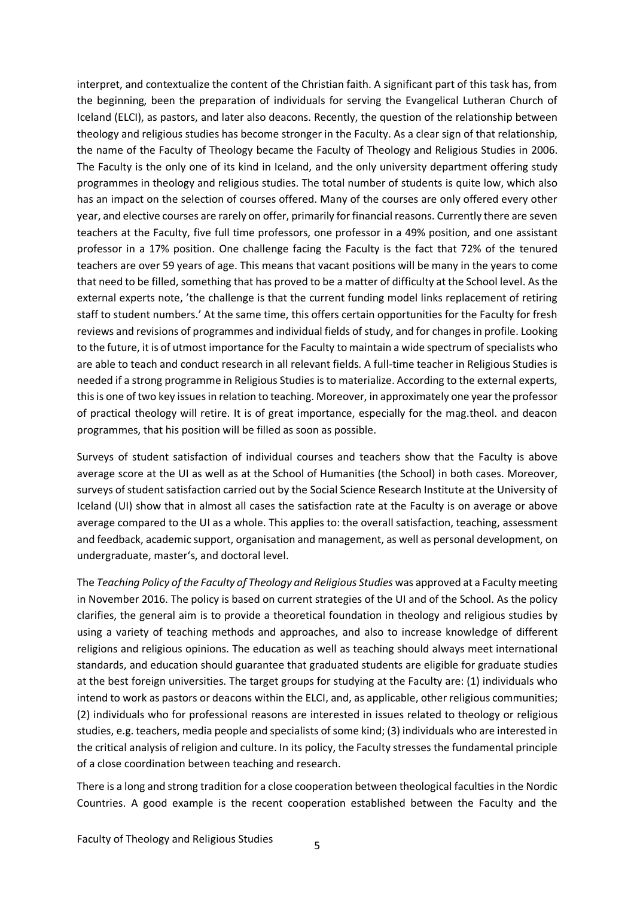interpret, and contextualize the content of the Christian faith. A significant part of this task has, from the beginning, been the preparation of individuals for serving the Evangelical Lutheran Church of Iceland (ELCI), as pastors, and later also deacons. Recently, the question of the relationship between theology and religious studies has become stronger in the Faculty. As a clear sign of that relationship, the name of the Faculty of Theology became the Faculty of Theology and Religious Studies in 2006. The Faculty is the only one of its kind in Iceland, and the only university department offering study programmes in theology and religious studies. The total number of students is quite low, which also has an impact on the selection of courses offered. Many of the courses are only offered every other year, and elective courses are rarely on offer, primarily for financial reasons. Currently there are seven teachers at the Faculty, five full time professors, one professor in a 49% position, and one assistant professor in a 17% position. One challenge facing the Faculty is the fact that 72% of the tenured teachers are over 59 years of age. This means that vacant positions will be many in the years to come that need to be filled, something that has proved to be a matter of difficulty at the School level. As the external experts note, 'the challenge is that the current funding model links replacement of retiring staff to student numbers.' At the same time, this offers certain opportunities for the Faculty for fresh reviews and revisions of programmes and individual fields of study, and for changes in profile. Looking to the future, it is of utmost importance for the Faculty to maintain a wide spectrum of specialists who are able to teach and conduct research in all relevant fields. A full-time teacher in Religious Studies is needed if a strong programme in Religious Studies is to materialize. According to the external experts, this is one of two key issues in relation to teaching. Moreover, in approximately one year the professor of practical theology will retire. It is of great importance, especially for the mag.theol. and deacon programmes, that his position will be filled as soon as possible.

Surveys of student satisfaction of individual courses and teachers show that the Faculty is above average score at the UI as well as at the School of Humanities (the School) in both cases. Moreover, surveys of student satisfaction carried out by the Social Science Research Institute at the University of Iceland (UI) show that in almost all cases the satisfaction rate at the Faculty is on average or above average compared to the UI as a whole. This applies to: the overall satisfaction, teaching, assessment and feedback, academic support, organisation and management, as well as personal development, on undergraduate, master's, and doctoral level.

The *Teaching Policy of the Faculty of Theology and Religious Studies* was approved at a Faculty meeting in November 2016. The policy is based on current strategies of the UI and of the School. As the policy clarifies, the general aim is to provide a theoretical foundation in theology and religious studies by using a variety of teaching methods and approaches, and also to increase knowledge of different religions and religious opinions. The education as well as teaching should always meet international standards, and education should guarantee that graduated students are eligible for graduate studies at the best foreign universities. The target groups for studying at the Faculty are: (1) individuals who intend to work as pastors or deacons within the ELCI, and, as applicable, other religious communities; (2) individuals who for professional reasons are interested in issues related to theology or religious studies, e.g. teachers, media people and specialists of some kind; (3) individuals who are interested in the critical analysis of religion and culture. In its policy, the Faculty stresses the fundamental principle of a close coordination between teaching and research.

There is a long and strong tradition for a close cooperation between theological faculties in the Nordic Countries. A good example is the recent cooperation established between the Faculty and the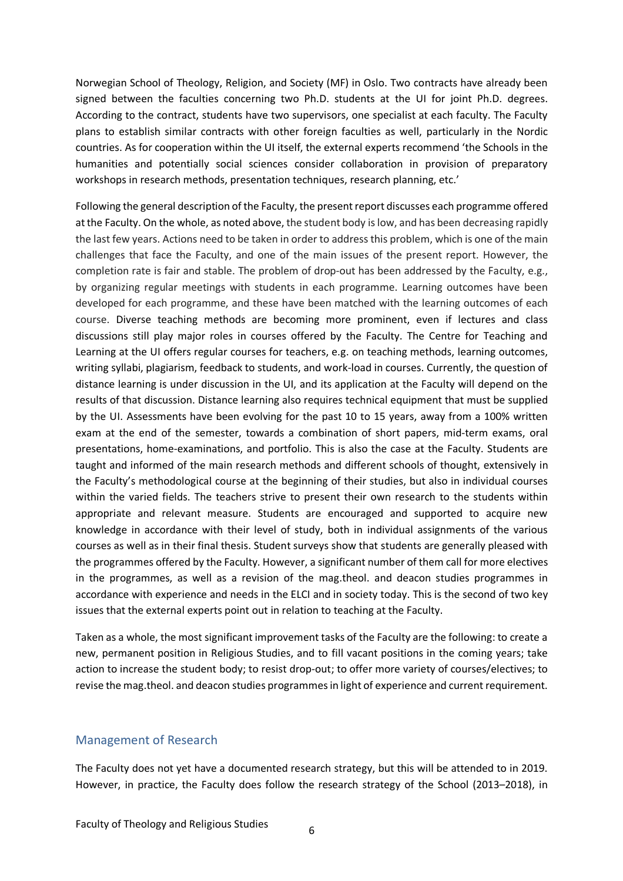Norwegian School of Theology, Religion, and Society (MF) in Oslo. Two contracts have already been signed between the faculties concerning two Ph.D. students at the UI for joint Ph.D. degrees. According to the contract, students have two supervisors, one specialist at each faculty. The Faculty plans to establish similar contracts with other foreign faculties as well, particularly in the Nordic countries. As for cooperation within the UI itself, the external experts recommend 'the Schools in the humanities and potentially social sciences consider collaboration in provision of preparatory workshops in research methods, presentation techniques, research planning, etc.'

Following the general description of the Faculty, the present report discusses each programme offered at the Faculty. On the whole, as noted above, the student body is low, and has been decreasing rapidly the last few years. Actions need to be taken in order to address this problem, which is one of the main challenges that face the Faculty, and one of the main issues of the present report. However, the completion rate is fair and stable. The problem of drop-out has been addressed by the Faculty, e.g., by organizing regular meetings with students in each programme. Learning outcomes have been developed for each programme, and these have been matched with the learning outcomes of each course. Diverse teaching methods are becoming more prominent, even if lectures and class discussions still play major roles in courses offered by the Faculty. The Centre for Teaching and Learning at the UI offers regular courses for teachers, e.g. on teaching methods, learning outcomes, writing syllabi, plagiarism, feedback to students, and work-load in courses. Currently, the question of distance learning is under discussion in the UI, and its application at the Faculty will depend on the results of that discussion. Distance learning also requires technical equipment that must be supplied by the UI. Assessments have been evolving for the past 10 to 15 years, away from a 100% written exam at the end of the semester, towards a combination of short papers, mid-term exams, oral presentations, home-examinations, and portfolio. This is also the case at the Faculty. Students are taught and informed of the main research methods and different schools of thought, extensively in the Faculty's methodological course at the beginning of their studies, but also in individual courses within the varied fields. The teachers strive to present their own research to the students within appropriate and relevant measure. Students are encouraged and supported to acquire new knowledge in accordance with their level of study, both in individual assignments of the various courses as well as in their final thesis. Student surveys show that students are generally pleased with the programmes offered by the Faculty. However, a significant number of them call for more electives in the programmes, as well as a revision of the mag.theol. and deacon studies programmes in accordance with experience and needs in the ELCI and in society today. This is the second of two key issues that the external experts point out in relation to teaching at the Faculty.

Taken as a whole, the most significant improvement tasks of the Faculty are the following: to create a new, permanent position in Religious Studies, and to fill vacant positions in the coming years; take action to increase the student body; to resist drop-out; to offer more variety of courses/electives; to revise the mag.theol. and deacon studies programmes in light of experience and current requirement.

## Management of Research

The Faculty does not yet have a documented research strategy, but this will be attended to in 2019. However, in practice, the Faculty does follow the research strategy of the School (2013–2018), in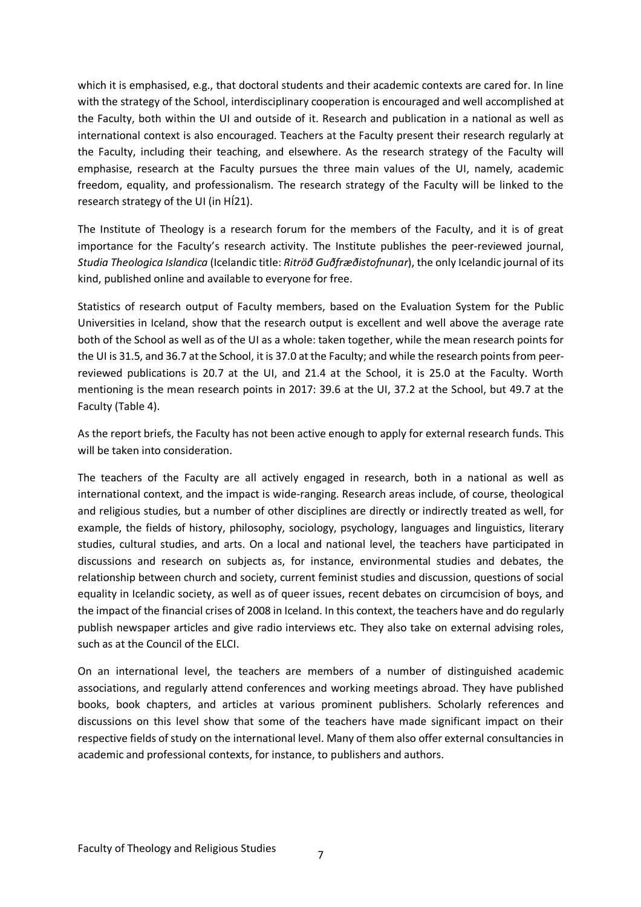which it is emphasised, e.g., that doctoral students and their academic contexts are cared for. In line with the strategy of the School, interdisciplinary cooperation is encouraged and well accomplished at the Faculty, both within the UI and outside of it. Research and publication in a national as well as international context is also encouraged. Teachers at the Faculty present their research regularly at the Faculty, including their teaching, and elsewhere. As the research strategy of the Faculty will emphasise, research at the Faculty pursues the three main values of the UI, namely, academic freedom, equality, and professionalism. The research strategy of the Faculty will be linked to the research strategy of the UI (in HÍ21).

The Institute of Theology is a research forum for the members of the Faculty, and it is of great importance for the Faculty's research activity. The Institute publishes the peer-reviewed journal, *Studia Theologica Islandica* (Icelandic title: *Ritröð Guðfræðistofnunar*), the only Icelandic journal of its kind, published online and available to everyone for free.

Statistics of research output of Faculty members, based on the Evaluation System for the Public Universities in Iceland, show that the research output is excellent and well above the average rate both of the School as well as of the UI as a whole: taken together, while the mean research points for the UI is 31.5, and 36.7 at the School, it is 37.0 at the Faculty; and while the research points from peer-reviewed publications is 20.7 at the UI, and 21.4 at the School, it is 25.0 at the Faculty. Worth mentioning is the mean research points in 2017: 39.6 at the UI, 37.2 at the School, but 49.7 at the Faculty (Table 4).

As the report briefs, the Faculty has not been active enough to apply for external research funds. This will be taken into consideration.

The teachers of the Faculty are all actively engaged in research, both in a national as well as international context, and the impact is wide-ranging. Research areas include, of course, theological and religious studies, but a number of other disciplines are directly or indirectly treated as well, for example, the fields of history, philosophy, sociology, psychology, languages and linguistics, literary studies, cultural studies, and arts. On a local and national level, the teachers have participated in discussions and research on subjects as, for instance, environmental studies and debates, the relationship between church and society, current feminist studies and discussion, questions of social equality in Icelandic society, as well as of queer issues, recent debates on circumcision of boys, and the impact of the financial crises of 2008 in Iceland. In this context, the teachers have and do regularly publish newspaper articles and give radio interviews etc. They also take on external advising roles, such as at the Council of the ELCI.

On an international level, the teachers are members of a number of distinguished academic associations, and regularly attend conferences and working meetings abroad. They have published books, book chapters, and articles at various prominent publishers. Scholarly references and discussions on this level show that some of the teachers have made significant impact on their respective fields of study on the international level. Many of them also offer external consultancies in academic and professional contexts, for instance, to publishers and authors.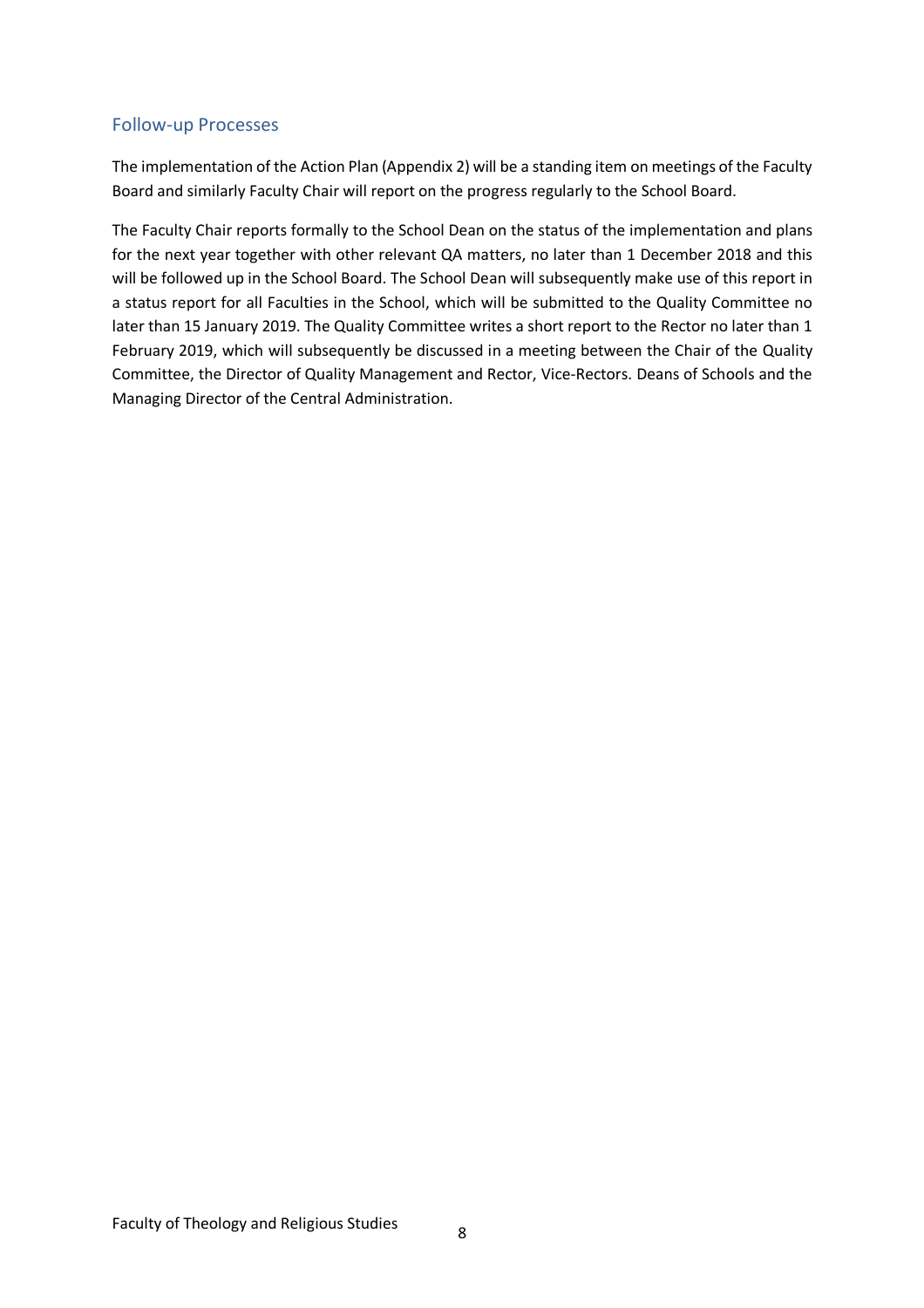## Follow-up Processes

The implementation of the Action Plan (Appendix 2) will be a standing item on meetings of the Faculty Board and similarly Faculty Chair will report on the progress regularly to the School Board.

The Faculty Chair reports formally to the School Dean on the status of the implementation and plans for the next year together with other relevant QA matters, no later than 1 December 2018 and this will be followed up in the School Board. The School Dean will subsequently make use of this report in a status report for all Faculties in the School, which will be submitted to the Quality Committee no later than 15 January 2019. The Quality Committee writes a short report to the Rector no later than 1 February 2019, which will subsequently be discussed in a meeting between the Chair of the Quality Committee, the Director of Quality Management and Rector, Vice-Rectors. Deans of Schools and the Managing Director of the Central Administration.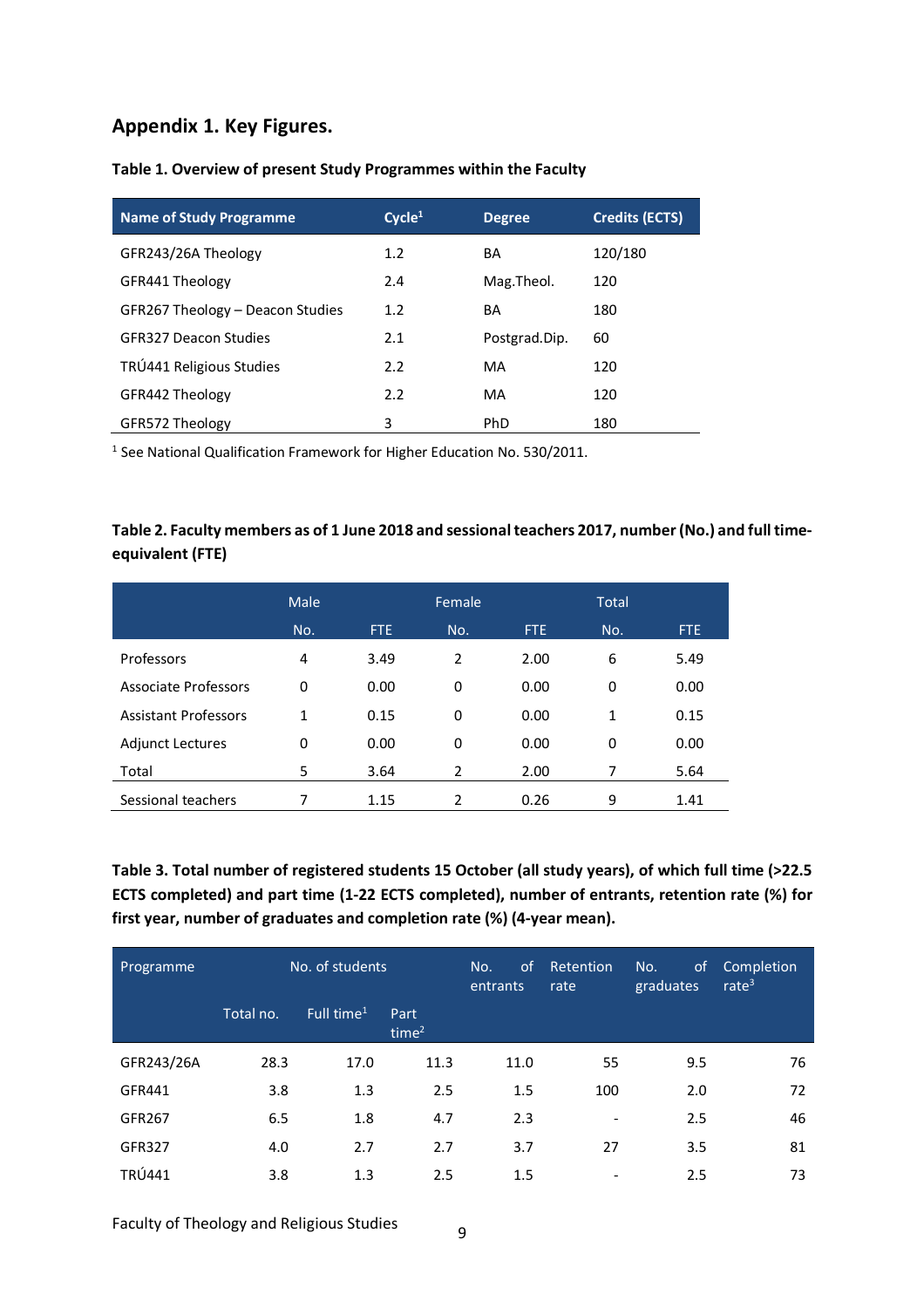## Appendix 1. Key Figures.

**Table 1. Overview of present Study Programmes within the Faculty**

| Name of Study Programme | Cycle[1] | Degree | Credits (ECTS) |
|---|---|---|---|
| GFR243/26A Theology | 1.2 | BA | 120/180 |
| GFR441 Theology | 2.4 | Mag.Theol. | 120 |
| GFR267 Theology – Deacon Studies | 1.2 | BA | 180 |
| GFR327 Deacon Studies | 2.1 | Postgrad.Dip. | 60 |
| TRÚ441 Religious Studies | 2.2 | MA | 120 |
| GFR442 Theology | 2.2 | MA | 120 |
| GFR572 Theology | 3 | PhD | 180 |

[1] See National Qualification Framework for Higher Education No. 530/2011.

**Table 2. Faculty members as of 1 June 2018 and sessional teachers 2017, number (No.) and full time-equivalent (FTE)**

| | Male | | Female | | Total | |
|---|---|---|---|---|---|---|
| | No. | FTE | No. | FTE | No. | FTE |
| Professors | 4 | 3.49 | 2 | 2.00 | 6 | 5.49 |
| Associate Professors | 0 | 0.00 | 0 | 0.00 | 0 | 0.00 |
| Assistant Professors | 1 | 0.15 | 0 | 0.00 | 1 | 0.15 |
| Adjunct Lectures | 0 | 0.00 | 0 | 0.00 | 0 | 0.00 |
| Total | 5 | 3.64 | 2 | 2.00 | 7 | 5.64 |
| Sessional teachers | 7 | 1.15 | 2 | 0.26 | 9 | 1.41 |

**Table 3. Total number of registered students 15 October (all study years), of which full time (>22.5 ECTS completed) and part time (1-22 ECTS completed), number of entrants, retention rate (%) for first year, number of graduates and completion rate (%) (4-year mean).**

| Programme | No. of students | | | No. of entrants | Retention rate | No. of graduates | Completion rate[3] |
|---|---|---|---|---|---|---|---|
| | Total no. | Full time[1] | Part time[2] | | | | |
| GFR243/26A | 28.3 | 17.0 | 11.3 | 11.0 | 55 | 9.5 | 76 |
| GFR441 | 3.8 | 1.3 | 2.5 | 1.5 | 100 | 2.0 | 72 |
| GFR267 | 6.5 | 1.8 | 4.7 | 2.3 | - | 2.5 | 46 |
| GFR327 | 4.0 | 2.7 | 2.7 | 3.7 | 27 | 3.5 | 81 |
| TRÚ441 | 3.8 | 1.3 | 2.5 | 1.5 | - | 2.5 | 73 |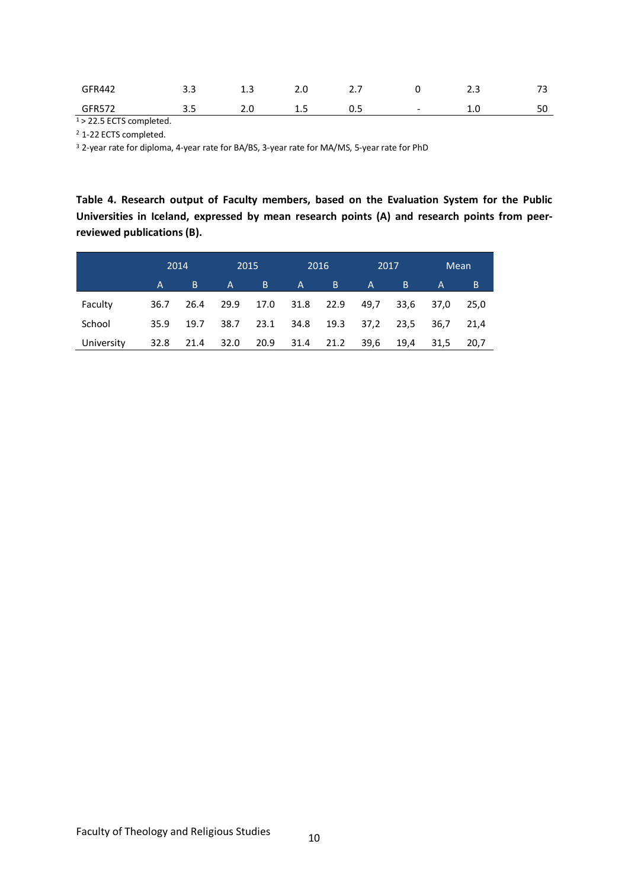| GFR442 | 3.3 | 1.3 | 2.0 | 2.7 | 0 | 2.3 | 73 |
|---|---|---|---|---|---|---|---|
| GFR572 | 3.5 | 2.0 | 1.5 | 0.5 | - | 1.0 | 50 |

[1] > 22.5 ECTS completed.

[2] 1-22 ECTS completed.

[3] 2-year rate for diploma, 4-year rate for BA/BS, 3-year rate for MA/MS, 5-year rate for PhD

**Table 4. Research output of Faculty members, based on the Evaluation System for the Public Universities in Iceland, expressed by mean research points (A) and research points from peer-reviewed publications (B).**

| | 2014 | | 2015 | | 2016 | | 2017 | | Mean | |
|---|---|---|---|---|---|---|---|---|---|---|
| | A | B | A | B | A | B | A | B | A | B |
| Faculty | 36.7 | 26.4 | 29.9 | 17.0 | 31.8 | 22.9 | 49,7 | 33,6 | 37,0 | 25,0 |
| School | 35.9 | 19.7 | 38.7 | 23.1 | 34.8 | 19.3 | 37,2 | 23,5 | 36,7 | 21,4 |
| University | 32.8 | 21.4 | 32.0 | 20.9 | 31.4 | 21.2 | 39,6 | 19,4 | 31,5 | 20,7 |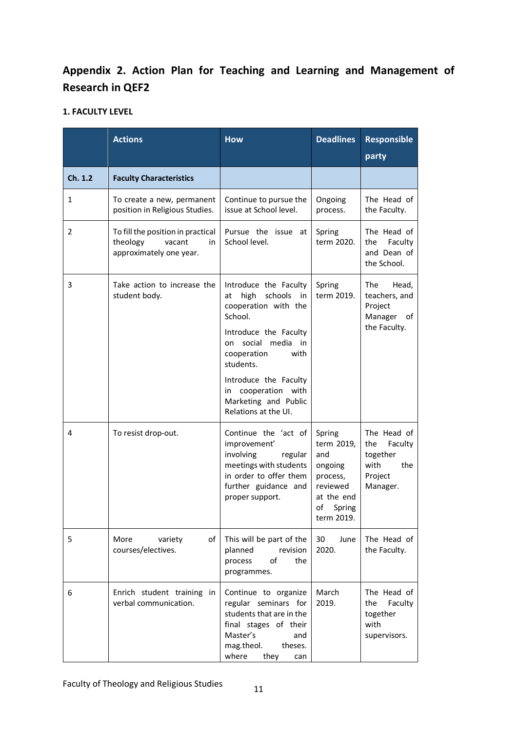## Appendix 2. Action Plan for Teaching and Learning and Management of Research in QEF2

### 1. FACULTY LEVEL

| | Actions | How | Deadlines | Responsible party |
|---|---|---|---|---|
| **Ch. 1.2** | **Faculty Characteristics** | | | |
| 1 | To create a new, permanent position in Religious Studies. | Continue to pursue the issue at School level. | Ongoing process. | The Head of the Faculty. |
| 2 | To fill the position in practical theology vacant in approximately one year. | Pursue the issue at School level. | Spring term 2020. | The Head of the Faculty and Dean of the School. |
| 3 | Take action to increase the student body. | Introduce the Faculty at high schools in cooperation with the School.<br>Introduce the Faculty on social media in cooperation with students.<br>Introduce the Faculty in cooperation with Marketing and Public Relations at the UI. | Spring term 2019. | The Head, teachers, and Project Manager of the Faculty. |
| 4 | To resist drop-out. | Continue the 'act of improvement' involving regular meetings with students in order to offer them further guidance and proper support. | Spring term 2019, and ongoing process, reviewed at the end of Spring term 2019. | The Head of the Faculty together with the Project Manager. |
| 5 | More variety of courses/electives. | This will be part of the planned revision process of the programmes. | 30 June 2020. | The Head of the Faculty. |
| 6 | Enrich student training in verbal communication. | Continue to organize regular seminars for students that are in the final stages of their Master's and mag.theol. theses. where they can | March 2019. | The Head of the Faculty together with supervisors. |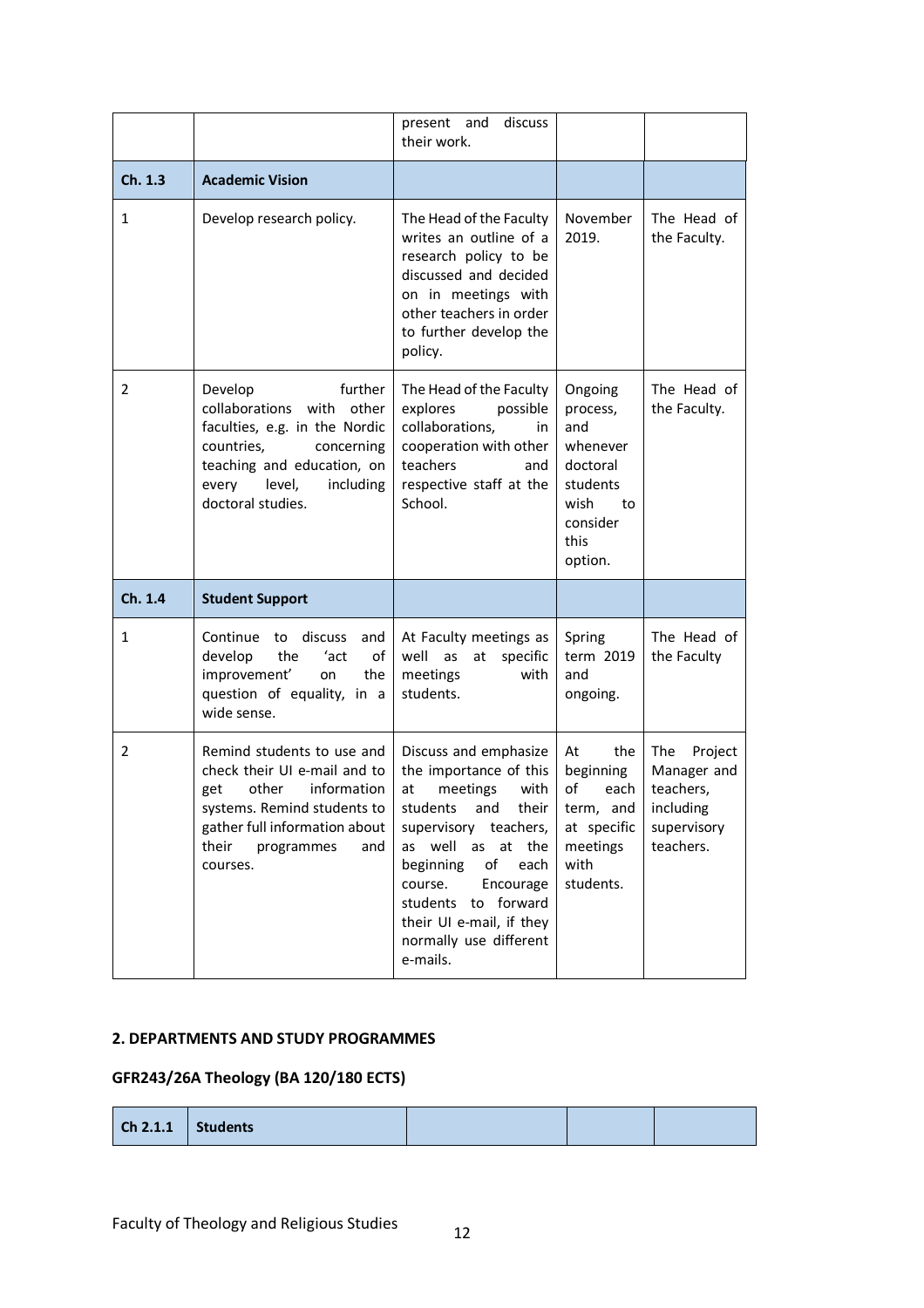| | | present and discuss their work. | | |
|---|---|---|---|---|
| **Ch. 1.3** | **Academic Vision** | | | |
| 1 | Develop research policy. | The Head of the Faculty writes an outline of a research policy to be discussed and decided on in meetings with other teachers in order to further develop the policy. | November 2019. | The Head of the Faculty. |
| 2 | Develop further collaborations with other faculties, e.g. in the Nordic countries, concerning teaching and education, on every level, including doctoral studies. | The Head of the Faculty explores possible collaborations, in cooperation with other teachers and respective staff at the School. | Ongoing process, and whenever doctoral students wish to consider this option. | The Head of the Faculty. |
| **Ch. 1.4** | **Student Support** | | | |
| 1 | Continue to discuss and develop the 'act of improvement' on the question of equality, in a wide sense. | At Faculty meetings as well as at specific meetings with students. | Spring term 2019 and ongoing. | The Head of the Faculty |
| 2 | Remind students to use and check their UI e-mail and to get other information systems. Remind students to gather full information about their programmes and courses. | Discuss and emphasize the importance of this at meetings with students and their supervisory teachers, as well as at the beginning of each course. Encourage students to forward their UI e-mail, if they normally use different e-mails. | At the beginning of each term, and at specific meetings with students. | The Project Manager and teachers, including supervisory teachers. |

## 2. DEPARTMENTS AND STUDY PROGRAMMES

### GFR243/26A Theology (BA 120/180 ECTS)

| **Ch 2.1.1** | **Students** | | | |
|---|---|---|---|---|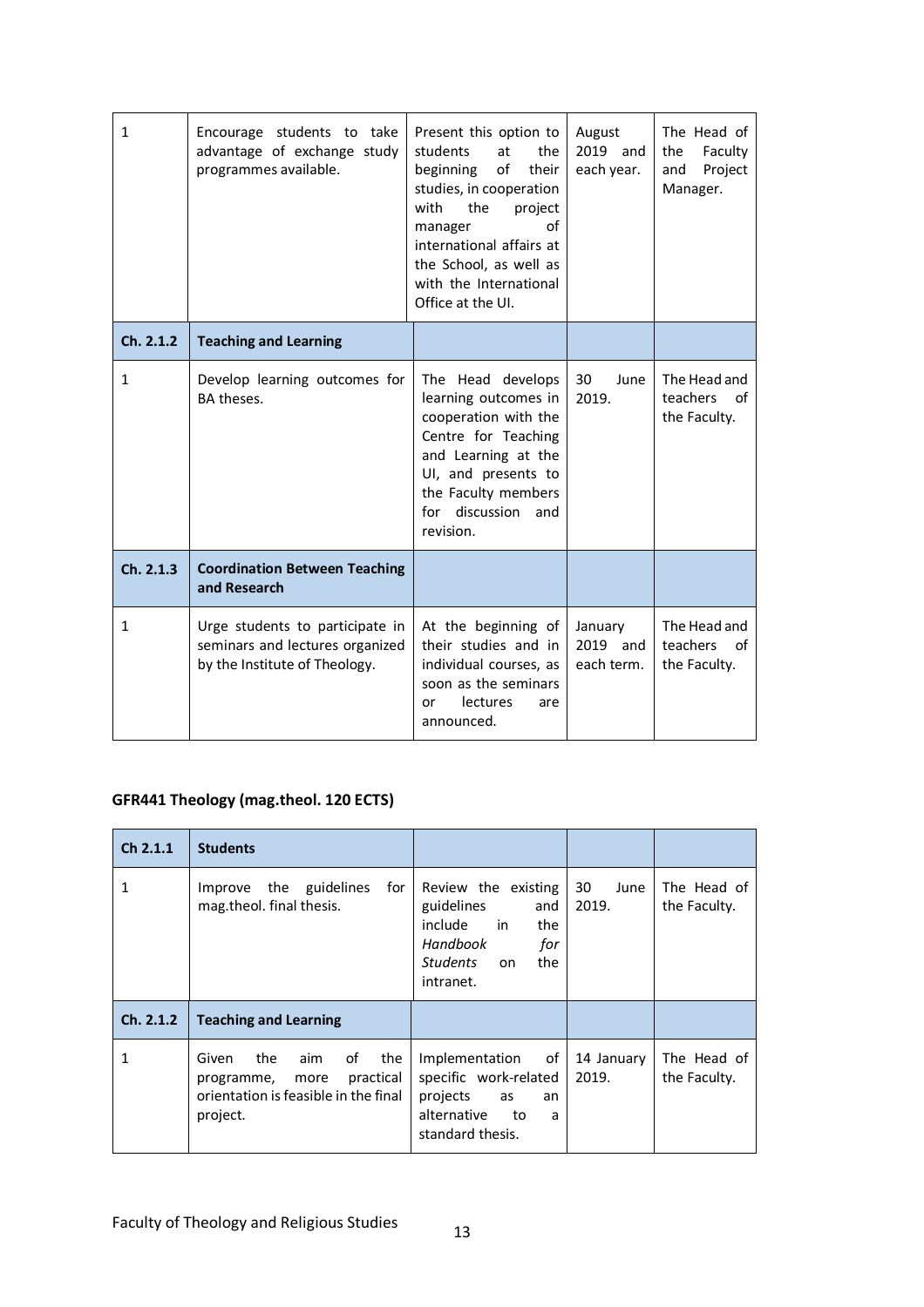| | | | | |
|---|---|---|---|---|
| 1 | Encourage students to take advantage of exchange study programmes available. | Present this option to students at the beginning of their studies, in cooperation with the project manager of international affairs at the School, as well as with the International Office at the UI. | August 2019 and each year. | The Head of the Faculty and Project Manager. |
| **Ch. 2.1.2** | **Teaching and Learning** | | | |
| 1 | Develop learning outcomes for BA theses. | The Head develops learning outcomes in cooperation with the Centre for Teaching and Learning at the UI, and presents to the Faculty members for discussion and revision. | 30 June 2019. | The Head and teachers of the Faculty. |
| **Ch. 2.1.3** | **Coordination Between Teaching and Research** | | | |
| 1 | Urge students to participate in seminars and lectures organized by the Institute of Theology. | At the beginning of their studies and in individual courses, as soon as the seminars or lectures are announced. | January 2019 and each term. | The Head and teachers of the Faculty. |

**GFR441 Theology (mag.theol. 120 ECTS)**

| **Ch 2.1.1** | **Students** | | | |
|---|---|---|---|---|
| 1 | Improve the guidelines for mag.theol. final thesis. | Review the existing guidelines and include in the *Handbook for Students* on the intranet. | 30 June 2019. | The Head of the Faculty. |
| **Ch. 2.1.2** | **Teaching and Learning** | | | |
| 1 | Given the aim of the programme, more practical orientation is feasible in the final project. | Implementation of specific work-related projects as an alternative to a standard thesis. | 14 January 2019. | The Head of the Faculty. |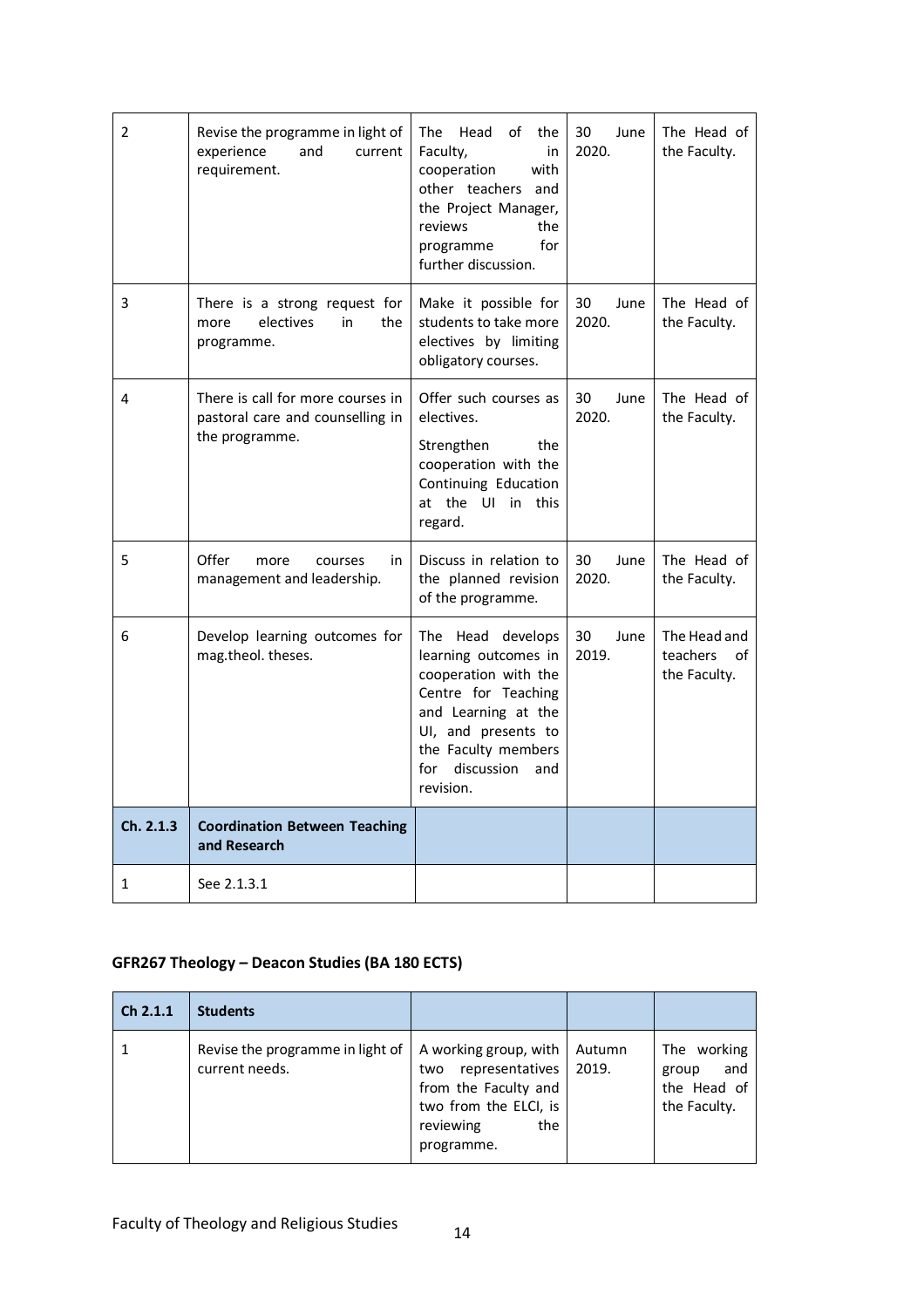| | | | | |
|---|---|---|---|---|
| 2 | Revise the programme in light of experience and current requirement. | The Head of the Faculty, in cooperation with other teachers and the Project Manager, reviews the programme for further discussion. | 30 June 2020. | The Head of the Faculty. |
| 3 | There is a strong request for more electives in the programme. | Make it possible for students to take more electives by limiting obligatory courses. | 30 June 2020. | The Head of the Faculty. |
| 4 | There is call for more courses in pastoral care and counselling in the programme. | Offer such courses as electives.<br><br>Strengthen the cooperation with the Continuing Education at the UI in this regard. | 30 June 2020. | The Head of the Faculty. |
| 5 | Offer more courses in management and leadership. | Discuss in relation to the planned revision of the programme. | 30 June 2020. | The Head of the Faculty. |
| 6 | Develop learning outcomes for mag.theol. theses. | The Head develops learning outcomes in cooperation with the Centre for Teaching and Learning at the UI, and presents to the Faculty members for discussion and revision. | 30 June 2019. | The Head and teachers of the Faculty. |
| **Ch. 2.1.3** | **Coordination Between Teaching and Research** | | | |
| 1 | See 2.1.3.1 | | | |

### GFR267 Theology – Deacon Studies (BA 180 ECTS)

| **Ch 2.1.1** | **Students** | | | |
|---|---|---|---|---|
| 1 | Revise the programme in light of current needs. | A working group, with two representatives from the Faculty and two from the ELCI, is reviewing the programme. | Autumn 2019. | The working group and the Head of the Faculty. |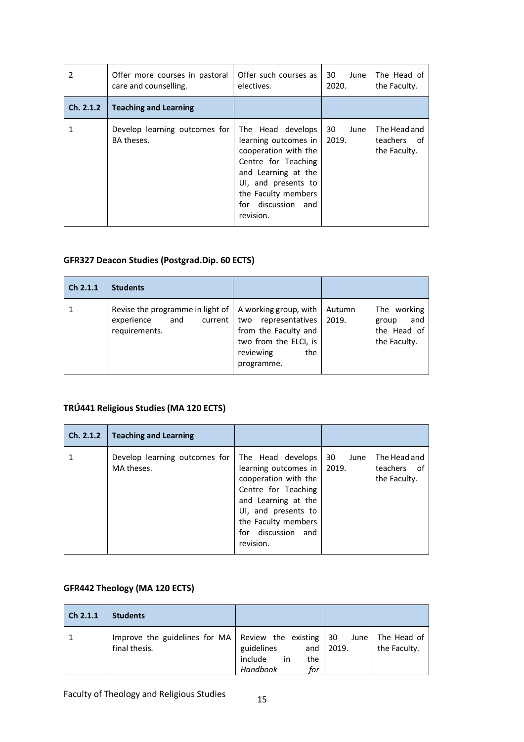| 2 | Offer more courses in pastoral care and counselling. | Offer such courses as electives. | 30 June 2020. | The Head of the Faculty. |
|---|---|---|---|---|
| **Ch. 2.1.2** | **Teaching and Learning** | | | |
| 1 | Develop learning outcomes for BA theses. | The Head develops learning outcomes in cooperation with the Centre for Teaching and Learning at the UI, and presents to the Faculty members for discussion and revision. | 30 June 2019. | The Head and teachers of the Faculty. |

### GFR327 Deacon Studies (Postgrad.Dip. 60 ECTS)

| Ch 2.1.1 | Students | | | |
|---|---|---|---|---|
| 1 | Revise the programme in light of experience and current requirements. | A working group, with two representatives from the Faculty and two from the ELCI, is reviewing the programme. | Autumn 2019. | The working group and the Head of the Faculty. |

### TRÚ441 Religious Studies (MA 120 ECTS)

| Ch. 2.1.2 | Teaching and Learning | | | |
|---|---|---|---|---|
| 1 | Develop learning outcomes for MA theses. | The Head develops learning outcomes in cooperation with the Centre for Teaching and Learning at the UI, and presents to the Faculty members for discussion and revision. | 30 June 2019. | The Head and teachers of the Faculty. |

### GFR442 Theology (MA 120 ECTS)

| Ch 2.1.1 | Students | | | |
|---|---|---|---|---|
| 1 | Improve the guidelines for MA final thesis. | Review the existing guidelines and include in the *Handbook for* | 30 June 2019. | The Head of the Faculty. |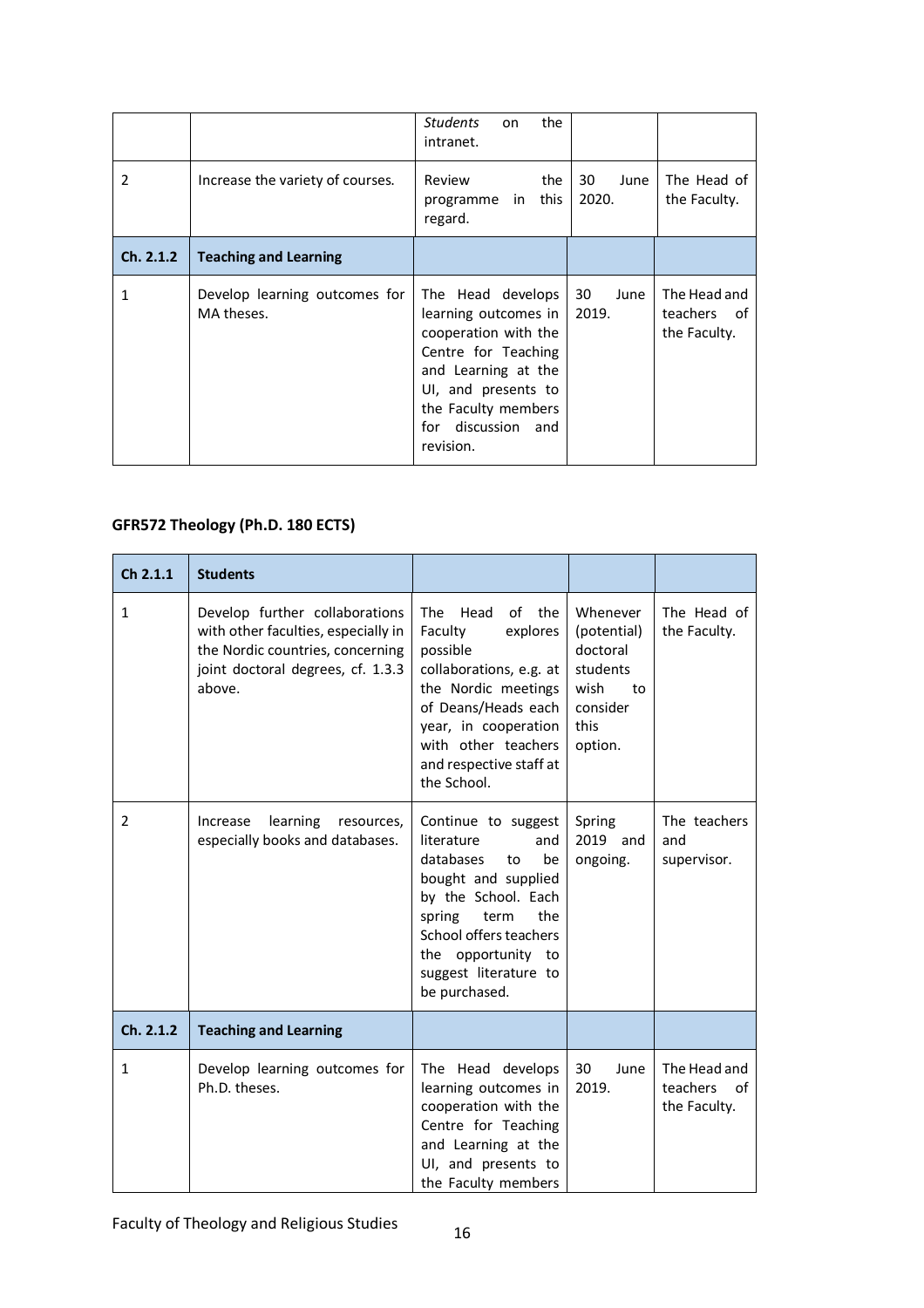| | | *Students* on the intranet. | | |
|---|---|---|---|---|
| 2 | Increase the variety of courses. | Review the programme in this regard. | 30 June 2020. | The Head of the Faculty. |
| **Ch. 2.1.2** | **Teaching and Learning** | | | |
| 1 | Develop learning outcomes for MA theses. | The Head develops learning outcomes in cooperation with the Centre for Teaching and Learning at the UI, and presents to the Faculty members for discussion and revision. | 30 June 2019. | The Head and teachers of the Faculty. |

**GFR572 Theology (Ph.D. 180 ECTS)**

| Ch 2.1.1 | Students | | | |
|---|---|---|---|---|
| 1 | Develop further collaborations with other faculties, especially in the Nordic countries, concerning joint doctoral degrees, cf. 1.3.3 above. | The Head of the Faculty explores possible collaborations, e.g. at the Nordic meetings of Deans/Heads each year, in cooperation with other teachers and respective staff at the School. | Whenever (potential) doctoral students wish to consider this option. | The Head of the Faculty. |
| 2 | Increase learning resources, especially books and databases. | Continue to suggest literature and databases to be bought and supplied by the School. Each spring term the School offers teachers the opportunity to suggest literature to be purchased. | Spring 2019 and ongoing. | The teachers and supervisor. |
| **Ch. 2.1.2** | **Teaching and Learning** | | | |
| 1 | Develop learning outcomes for Ph.D. theses. | The Head develops learning outcomes in cooperation with the Centre for Teaching and Learning at the UI, and presents to the Faculty members | 30 June 2019. | The Head and teachers of the Faculty. |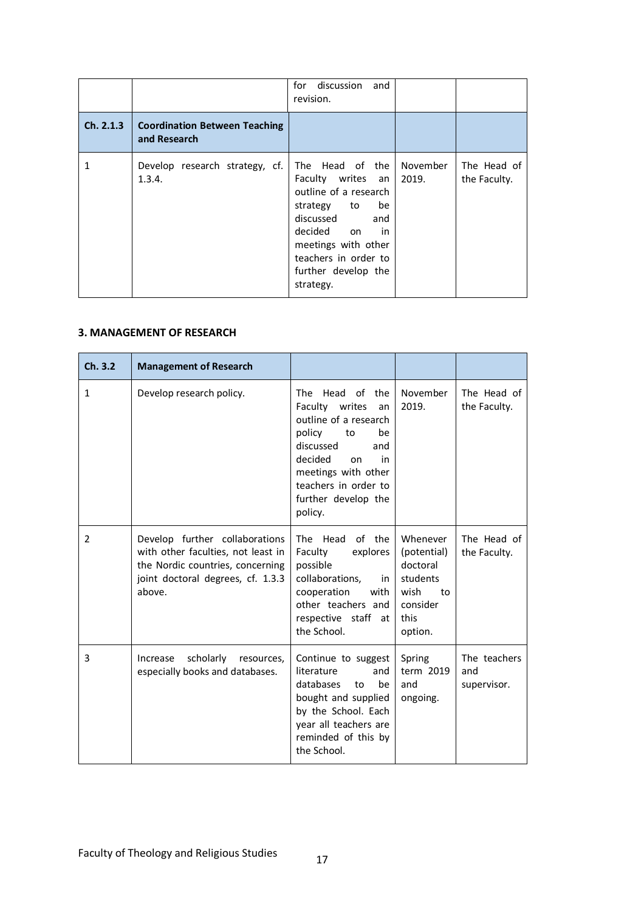| | | | | |
|---|---|---|---|---|
| | | for discussion and revision. | | |
| **Ch. 2.1.3** | **Coordination Between Teaching and Research** | | | |
| 1 | Develop research strategy, cf. 1.3.4. | The Head of the Faculty writes an outline of a research strategy to be discussed and decided on in meetings with other teachers in order to further develop the strategy. | November 2019. | The Head of the Faculty. |

### 3. MANAGEMENT OF RESEARCH

| **Ch. 3.2** | **Management of Research** | | | |
|---|---|---|---|---|
| 1 | Develop research policy. | The Head of the Faculty writes an outline of a research policy to be discussed and decided on in meetings with other teachers in order to further develop the policy. | November 2019. | The Head of the Faculty. |
| 2 | Develop further collaborations with other faculties, not least in the Nordic countries, concerning joint doctoral degrees, cf. 1.3.3 above. | The Head of the Faculty explores possible collaborations, in cooperation with other teachers and respective staff at the School. | Whenever (potential) doctoral students wish to consider this option. | The Head of the Faculty. |
| 3 | Increase scholarly resources, especially books and databases. | Continue to suggest literature and databases to be bought and supplied by the School. Each year all teachers are reminded of this by the School. | Spring term 2019 and ongoing. | The teachers and supervisor. |